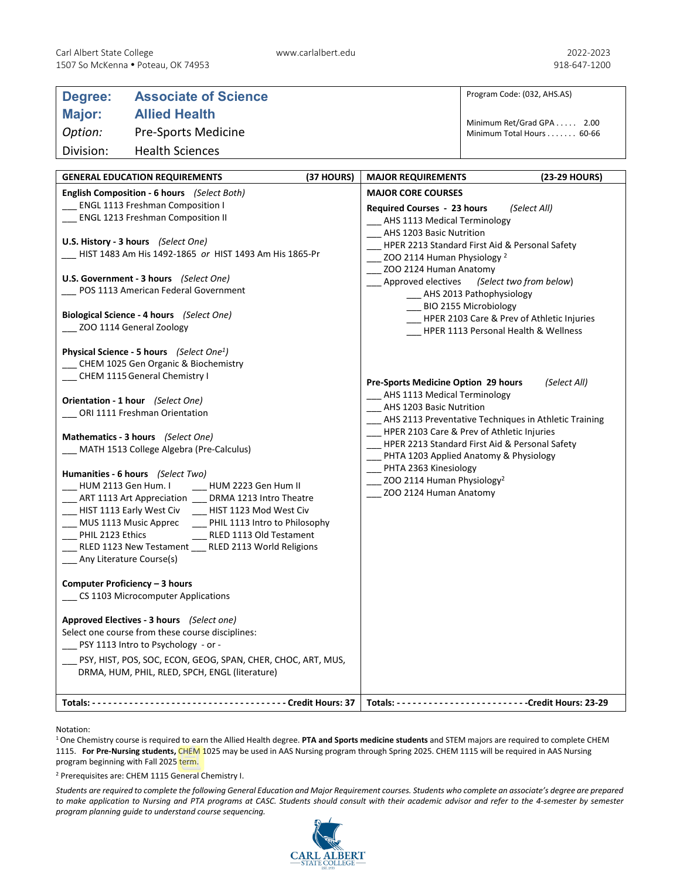Carl Albert State College
1507 So McKenna • Poteau, OK 74953

www.carlalbert.edu

2022-2023
918-647-1200

| | | |
|---|---|---|
| **Degree:** | **Associate of Science** | Program Code: (032, AHS.AS) |
| **Major:** | **Allied Health** | Minimum Ret/Grad GPA . . . . . 2.00 |
| *Option:* | Pre-Sports Medicine | Minimum Total Hours . . . . . . . 60-66 |
| Division: | Health Sciences | |

## GENERAL EDUCATION REQUIREMENTS (37 HOURS)

**English Composition - 6 hours** *(Select Both)*
___ ENGL 1113 Freshman Composition I
___ ENGL 1213 Freshman Composition II

**U.S. History - 3 hours** *(Select One)*
___ HIST 1483 Am His 1492-1865 *or* HIST 1493 Am His 1865-Pr

**U.S. Government - 3 hours** *(Select One)*
___ POS 1113 American Federal Government

**Biological Science - 4 hours** *(Select One)*
___ ZOO 1114 General Zoology

**Physical Science - 5 hours** *(Select One[1])*
___ CHEM 1025 Gen Organic & Biochemistry
___ CHEM 1115 General Chemistry I

**Orientation - 1 hour** *(Select One)*
___ ORI 1111 Freshman Orientation

**Mathematics - 3 hours** *(Select One)*
___ MATH 1513 College Algebra (Pre-Calculus)

**Humanities - 6 hours** *(Select Two)*
___ HUM 2113 Gen Hum. I ___ HUM 2223 Gen Hum II
___ ART 1113 Art Appreciation ___ DRMA 1213 Intro Theatre
___ HIST 1113 Early West Civ ___ HIST 1123 Mod West Civ
___ MUS 1113 Music Apprec ___ PHIL 1113 Intro to Philosophy
___ PHIL 2123 Ethics ___ RLED 1113 Old Testament
___ RLED 1123 New Testament ___ RLED 2113 World Religions
___ Any Literature Course(s)

**Computer Proficiency – 3 hours**
___ CS 1103 Microcomputer Applications

**Approved Electives - 3 hours** *(Select one)*
Select one course from these course disciplines:
___ PSY 1113 Intro to Psychology - or -
___ PSY, HIST, POS, SOC, ECON, GEOG, SPAN, CHER, CHOC, ART, MUS, DRMA, HUM, PHIL, RLED, SPCH, ENGL (literature)

**Totals: - - - - - - - - - - - - - - - - - - - - - - - - - - - - - - - - - - - - Credit Hours: 37**

## MAJOR REQUIREMENTS (23-29 HOURS)

**MAJOR CORE COURSES**

**Required Courses - 23 hours** *(Select All)*
___ AHS 1113 Medical Terminology
___ AHS 1203 Basic Nutrition
___ HPER 2213 Standard First Aid & Personal Safety
___ ZOO 2114 Human Physiology [2]
___ ZOO 2124 Human Anatomy
___ Approved electives *(Select two from below)*
  ___ AHS 2013 Pathophysiology
  ___ BIO 2155 Microbiology
  ___ HPER 2103 Care & Prev of Athletic Injuries
  ___ HPER 1113 Personal Health & Wellness

**Pre-Sports Medicine Option 29 hours** *(Select All)*
___ AHS 1113 Medical Terminology
___ AHS 1203 Basic Nutrition
___ AHS 2113 Preventative Techniques in Athletic Training
___ HPER 2103 Care & Prev of Athletic Injuries
___ HPER 2213 Standard First Aid & Personal Safety
___ PHTA 1203 Applied Anatomy & Physiology
___ PHTA 2363 Kinesiology
___ ZOO 2114 Human Physiology[2]
___ ZOO 2124 Human Anatomy

**Totals: - - - - - - - - - - - - - - - - - - - - - - - - -Credit Hours: 23-29**

Notation:

[1] One Chemistry course is required to earn the Allied Health degree. **PTA and Sports medicine students** and STEM majors are required to complete CHEM 1115. **For Pre-Nursing students,** CHEM 1025 may be used in AAS Nursing program through Spring 2025. CHEM 1115 will be required in AAS Nursing program beginning with Fall 2025 term.

[2] Prerequisites are: CHEM 1115 General Chemistry I.

*Students are required to complete the following General Education and Major Requirement courses. Students who complete an associate's degree are prepared to make application to Nursing and PTA programs at CASC. Students should consult with their academic advisor and refer to the 4-semester by semester program planning guide to understand course sequencing.*

CARL ALBERT STATE COLLEGE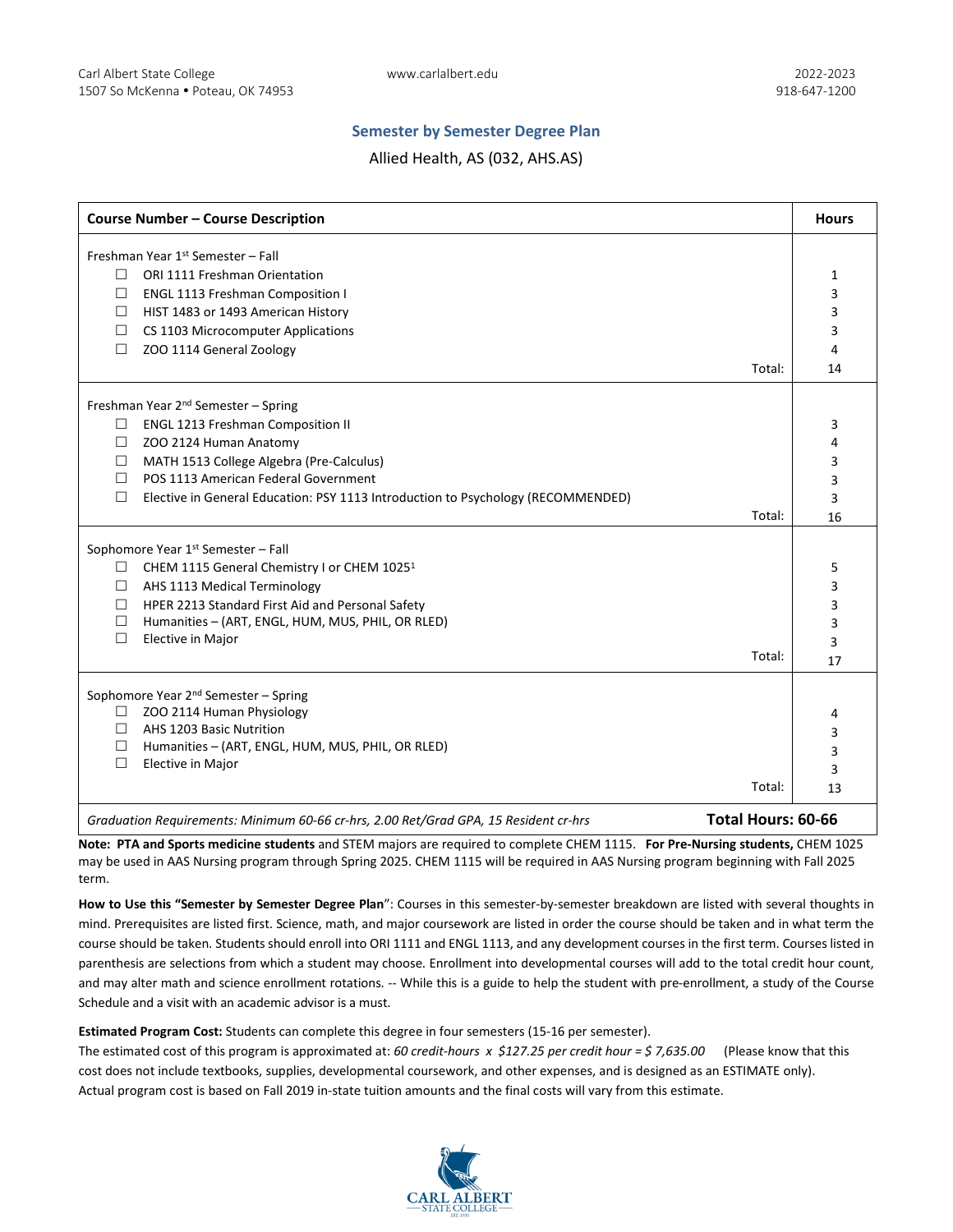Carl Albert State College
1507 So McKenna • Poteau, OK 74953

www.carlalbert.edu

2022-2023
918-647-1200

## Semester by Semester Degree Plan

Allied Health, AS (032, AHS.AS)

| Course Number – Course Description | Hours |
|---|---|
| **Freshman Year 1st Semester – Fall** | |
| ☐ ORI 1111 Freshman Orientation | 1 |
| ☐ ENGL 1113 Freshman Composition I | 3 |
| ☐ HIST 1483 or 1493 American History | 3 |
| ☐ CS 1103 Microcomputer Applications | 3 |
| ☐ ZOO 1114 General Zoology | 4 |
| Total: | 14 |
| **Freshman Year 2nd Semester – Spring** | |
| ☐ ENGL 1213 Freshman Composition II | 3 |
| ☐ ZOO 2124 Human Anatomy | 4 |
| ☐ MATH 1513 College Algebra (Pre-Calculus) | 3 |
| ☐ POS 1113 American Federal Government | 3 |
| ☐ Elective in General Education: PSY 1113 Introduction to Psychology (RECOMMENDED) | 3 |
| Total: | 16 |
| **Sophomore Year 1st Semester – Fall** | |
| ☐ CHEM 1115 General Chemistry I or CHEM 1025[1] | 5 |
| ☐ AHS 1113 Medical Terminology | 3 |
| ☐ HPER 2213 Standard First Aid and Personal Safety | 3 |
| ☐ Humanities – (ART, ENGL, HUM, MUS, PHIL, OR RLED) | 3 |
| ☐ Elective in Major | 3 |
| Total: | 17 |
| **Sophomore Year 2nd Semester – Spring** | |
| ☐ ZOO 2114 Human Physiology | 4 |
| ☐ AHS 1203 Basic Nutrition | 3 |
| ☐ Humanities – (ART, ENGL, HUM, MUS, PHIL, OR RLED) | 3 |
| ☐ Elective in Major | 3 |
| Total: | 13 |
| *Graduation Requirements: Minimum 60-66 cr-hrs, 2.00 Ret/Grad GPA, 15 Resident cr-hrs* | **Total Hours: 60-66** |

**Note: PTA and Sports medicine students** and STEM majors are required to complete CHEM 1115. **For Pre-Nursing students,** CHEM 1025 may be used in AAS Nursing program through Spring 2025. CHEM 1115 will be required in AAS Nursing program beginning with Fall 2025 term.

**How to Use this "Semester by Semester Degree Plan"**: Courses in this semester-by-semester breakdown are listed with several thoughts in mind. Prerequisites are listed first. Science, math, and major coursework are listed in order the course should be taken and in what term the course should be taken. Students should enroll into ORI 1111 and ENGL 1113, and any development courses in the first term. Courses listed in parenthesis are selections from which a student may choose. Enrollment into developmental courses will add to the total credit hour count, and may alter math and science enrollment rotations. -- While this is a guide to help the student with pre-enrollment, a study of the Course Schedule and a visit with an academic advisor is a must.

**Estimated Program Cost:** Students can complete this degree in four semesters (15-16 per semester).
The estimated cost of this program is approximated at: *60 credit-hours x $127.25 per credit hour = $ 7,635.00* (Please know that this cost does not include textbooks, supplies, developmental coursework, and other expenses, and is designed as an ESTIMATE only).
Actual program cost is based on Fall 2019 in-state tuition amounts and the final costs will vary from this estimate.

CARL ALBERT STATE COLLEGE EST. 1933